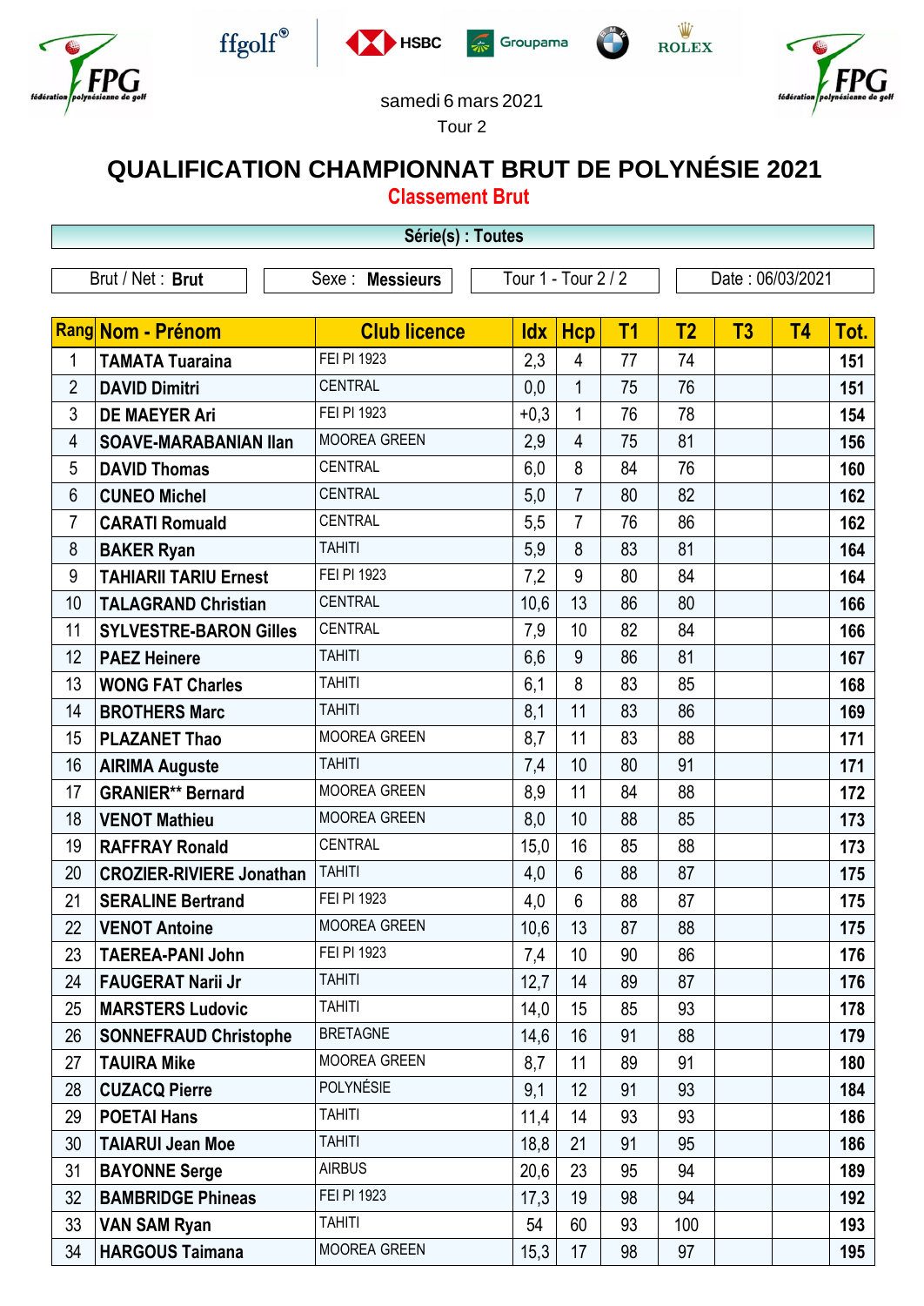ffgolf® HSBC Groupama ROLEX

samedi 6 mars 2021

Tour 2

# QUALIFICATION CHAMPIONNAT BRUT DE POLYNÉSIE 2021

## Classement Brut

**Série(s) : Toutes**

Brut / Net : **Brut** | Sexe : **Messieurs** | Tour 1 - Tour 2 / 2 | Date : 06/03/2021

| Rang | Nom - Prénom | Club licence | Idx | Hcp | T1 | T2 | T3 | T4 | Tot. |
|---|---|---|---|---|---|---|---|---|---|
| 1 | **TAMATA Tuaraina** | FEI PI 1923 | 2,3 | 4 | 77 | 74 | | | **151** |
| 2 | **DAVID Dimitri** | CENTRAL | 0,0 | 1 | 75 | 76 | | | **151** |
| 3 | **DE MAEYER Ari** | FEI PI 1923 | +0,3 | 1 | 76 | 78 | | | **154** |
| 4 | **SOAVE-MARABANIAN Ilan** | MOOREA GREEN | 2,9 | 4 | 75 | 81 | | | **156** |
| 5 | **DAVID Thomas** | CENTRAL | 6,0 | 8 | 84 | 76 | | | **160** |
| 6 | **CUNEO Michel** | CENTRAL | 5,0 | 7 | 80 | 82 | | | **162** |
| 7 | **CARATI Romuald** | CENTRAL | 5,5 | 7 | 76 | 86 | | | **162** |
| 8 | **BAKER Ryan** | TAHITI | 5,9 | 8 | 83 | 81 | | | **164** |
| 9 | **TAHIARII TARIU Ernest** | FEI PI 1923 | 7,2 | 9 | 80 | 84 | | | **164** |
| 10 | **TALAGRAND Christian** | CENTRAL | 10,6 | 13 | 86 | 80 | | | **166** |
| 11 | **SYLVESTRE-BARON Gilles** | CENTRAL | 7,9 | 10 | 82 | 84 | | | **166** |
| 12 | **PAEZ Heinere** | TAHITI | 6,6 | 9 | 86 | 81 | | | **167** |
| 13 | **WONG FAT Charles** | TAHITI | 6,1 | 8 | 83 | 85 | | | **168** |
| 14 | **BROTHERS Marc** | TAHITI | 8,1 | 11 | 83 | 86 | | | **169** |
| 15 | **PLAZANET Thao** | MOOREA GREEN | 8,7 | 11 | 83 | 88 | | | **171** |
| 16 | **AIRIMA Auguste** | TAHITI | 7,4 | 10 | 80 | 91 | | | **171** |
| 17 | **GRANIER** Bernard** | MOOREA GREEN | 8,9 | 11 | 84 | 88 | | | **172** |
| 18 | **VENOT Mathieu** | MOOREA GREEN | 8,0 | 10 | 88 | 85 | | | **173** |
| 19 | **RAFFRAY Ronald** | CENTRAL | 15,0 | 16 | 85 | 88 | | | **173** |
| 20 | **CROZIER-RIVIERE Jonathan** | TAHITI | 4,0 | 6 | 88 | 87 | | | **175** |
| 21 | **SERALINE Bertrand** | FEI PI 1923 | 4,0 | 6 | 88 | 87 | | | **175** |
| 22 | **VENOT Antoine** | MOOREA GREEN | 10,6 | 13 | 87 | 88 | | | **175** |
| 23 | **TAEREA-PANI John** | FEI PI 1923 | 7,4 | 10 | 90 | 86 | | | **176** |
| 24 | **FAUGERAT Narii Jr** | TAHITI | 12,7 | 14 | 89 | 87 | | | **176** |
| 25 | **MARSTERS Ludovic** | TAHITI | 14,0 | 15 | 85 | 93 | | | **178** |
| 26 | **SONNEFRAUD Christophe** | BRETAGNE | 14,6 | 16 | 91 | 88 | | | **179** |
| 27 | **TAUIRA Mike** | MOOREA GREEN | 8,7 | 11 | 89 | 91 | | | **180** |
| 28 | **CUZACQ Pierre** | POLYNÉSIE | 9,1 | 12 | 91 | 93 | | | **184** |
| 29 | **POETAI Hans** | TAHITI | 11,4 | 14 | 93 | 93 | | | **186** |
| 30 | **TAIARUI Jean Moe** | TAHITI | 18,8 | 21 | 91 | 95 | | | **186** |
| 31 | **BAYONNE Serge** | AIRBUS | 20,6 | 23 | 95 | 94 | | | **189** |
| 32 | **BAMBRIDGE Phineas** | FEI PI 1923 | 17,3 | 19 | 98 | 94 | | | **192** |
| 33 | **VAN SAM Ryan** | TAHITI | 54 | 60 | 93 | 100 | | | **193** |
| 34 | **HARGOUS Taimana** | MOOREA GREEN | 15,3 | 17 | 98 | 97 | | | **195** |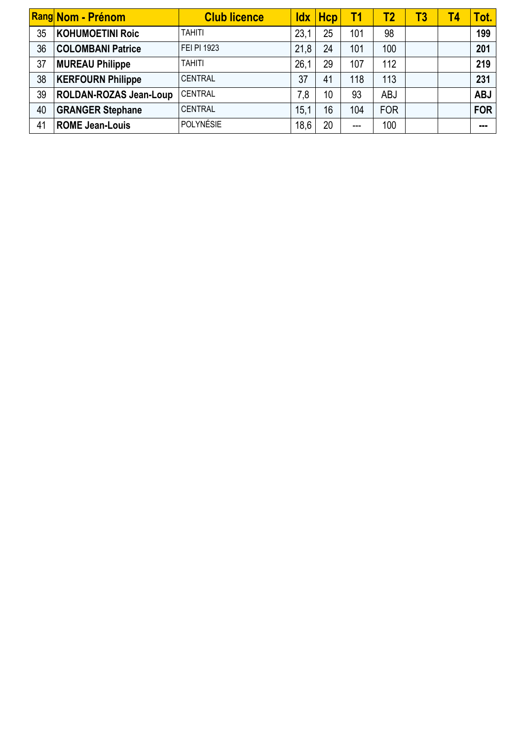| Rang | Nom - Prénom | Club licence | Idx | Hcp | T1 | T2 | T3 | T4 | Tot. |
|---|---|---|---|---|---|---|---|---|---|
| 35 | **KOHUMOETINI Roic** | TAHITI | 23,1 | 25 | 101 | 98 | | | **199** |
| 36 | **COLOMBANI Patrice** | FEI PI 1923 | 21,8 | 24 | 101 | 100 | | | **201** |
| 37 | **MUREAU Philippe** | TAHITI | 26,1 | 29 | 107 | 112 | | | **219** |
| 38 | **KERFOURN Philippe** | CENTRAL | 37 | 41 | 118 | 113 | | | **231** |
| 39 | **ROLDAN-ROZAS Jean-Loup** | CENTRAL | 7,8 | 10 | 93 | ABJ | | | **ABJ** |
| 40 | **GRANGER Stephane** | CENTRAL | 15,1 | 16 | 104 | FOR | | | **FOR** |
| 41 | **ROME Jean-Louis** | POLYNÉSIE | 18,6 | 20 | --- | 100 | | | **---** |